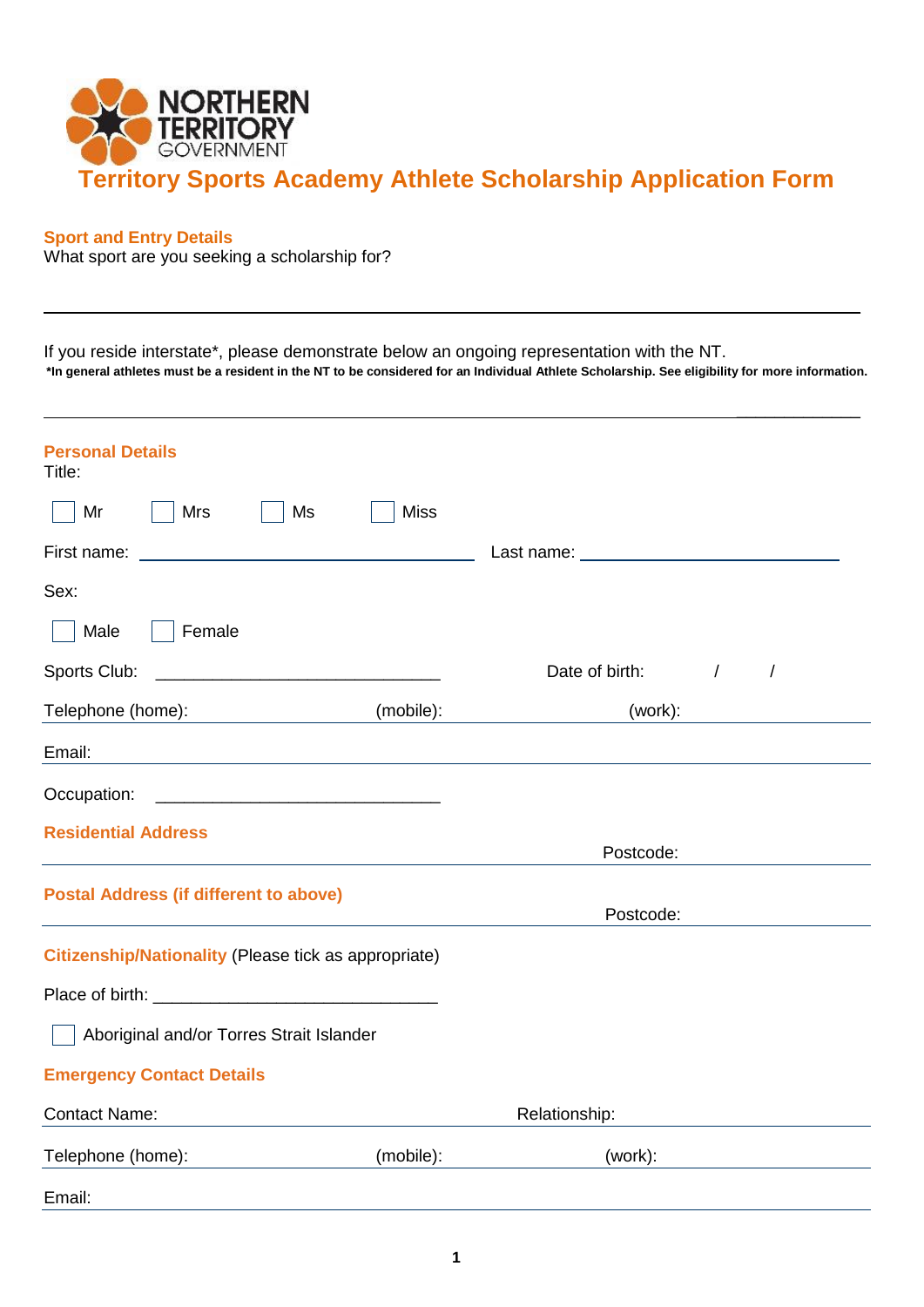NORTHERN TERRITORY GOVERNMENT

# Territory Sports Academy Athlete Scholarship Application Form

## Sport and Entry Details

What sport are you seeking a scholarship for?

\_\_\_\_\_\_\_\_\_\_\_\_\_\_\_\_\_\_\_\_\_\_\_\_\_\_\_\_\_\_\_\_\_\_\_\_\_\_\_\_\_\_\_\_\_\_\_\_\_\_\_\_

If you reside interstate*, please demonstrate below an ongoing representation with the NT.

**\*In general athletes must be a resident in the NT to be considered for an Individual Athlete Scholarship. See eligibility for more information.**

\_\_\_\_\_\_\_\_\_\_\_\_\_\_\_\_\_\_\_\_\_\_\_\_\_\_\_\_\_\_\_\_\_\_\_\_\_\_\_\_\_\_\_\_\_\_\_\_\_\_\_\_

## Personal Details

Title:

☐ Mr ☐ Mrs ☐ Ms ☐ Miss

First name: \_\_\_\_\_\_\_\_\_\_\_\_\_\_\_\_\_\_\_\_\_\_\_\_\_\_\_\_\_\_ Last name: \_\_\_\_\_\_\_\_\_\_\_\_\_\_\_\_\_\_\_\_\_\_\_\_

Sex:

☐ Male ☐ Female

Sports Club: \_\_\_\_\_\_\_\_\_\_\_\_\_\_\_\_\_\_\_\_\_\_\_\_\_\_\_\_\_\_ Date of birth: / /

Telephone (home): (mobile): (work):

Email:

Occupation: \_\_\_\_\_\_\_\_\_\_\_\_\_\_\_\_\_\_\_\_\_\_\_\_\_\_\_\_\_\_

## Residential Address

Postcode:

## Postal Address (if different to above)

Postcode:

## Citizenship/Nationality (Please tick as appropriate)

Place of birth: \_\_\_\_\_\_\_\_\_\_\_\_\_\_\_\_\_\_\_\_\_\_\_\_\_\_\_\_\_\_

☐ Aboriginal and/or Torres Strait Islander

## Emergency Contact Details

Contact Name: Relationship:

Telephone (home): (mobile): (work):

Email: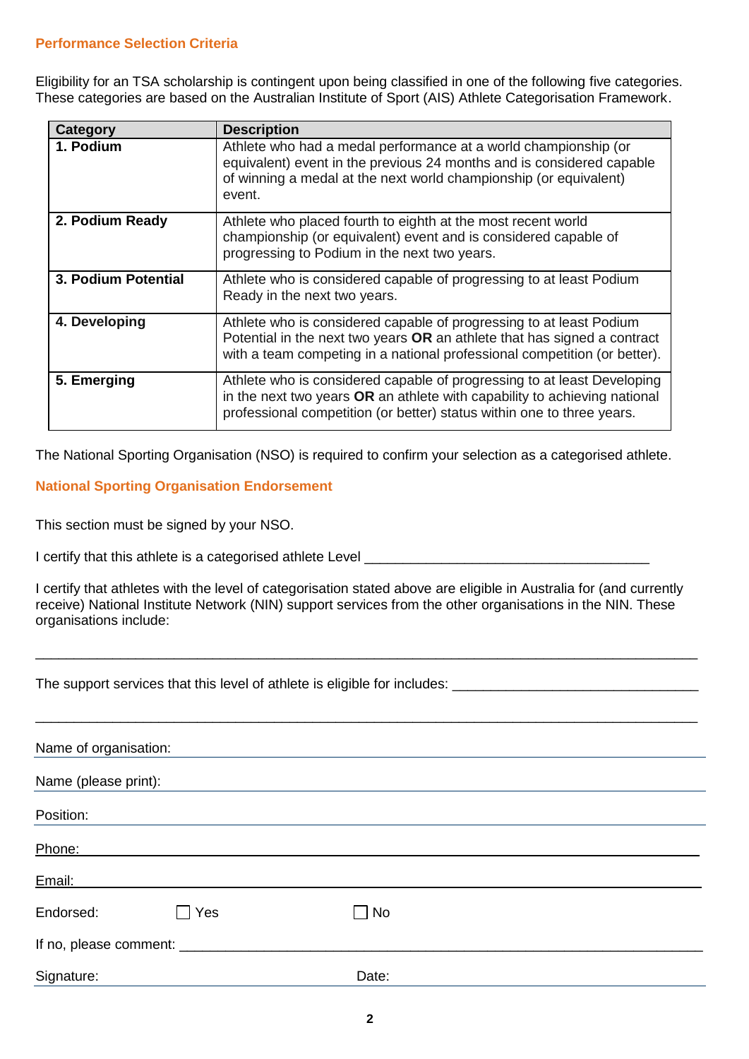## Performance Selection Criteria

Eligibility for an TSA scholarship is contingent upon being classified in one of the following five categories. These categories are based on the Australian Institute of Sport (AIS) Athlete Categorisation Framework.

| Category | Description |
|---|---|
| **1. Podium** | Athlete who had a medal performance at a world championship (or equivalent) event in the previous 24 months and is considered capable of winning a medal at the next world championship (or equivalent) event. |
| **2. Podium Ready** | Athlete who placed fourth to eighth at the most recent world championship (or equivalent) event and is considered capable of progressing to Podium in the next two years. |
| **3. Podium Potential** | Athlete who is considered capable of progressing to at least Podium Ready in the next two years. |
| **4. Developing** | Athlete who is considered capable of progressing to at least Podium Potential in the next two years **OR** an athlete that has signed a contract with a team competing in a national professional competition (or better). |
| **5. Emerging** | Athlete who is considered capable of progressing to at least Developing in the next two years **OR** an athlete with capability to achieving national professional competition (or better) status within one to three years. |

The National Sporting Organisation (NSO) is required to confirm your selection as a categorised athlete.

## National Sporting Organisation Endorsement

This section must be signed by your NSO.

I certify that this athlete is a categorised athlete Level ____________________________________

I certify that athletes with the level of categorisation stated above are eligible in Australia for (and currently receive) National Institute Network (NIN) support services from the other organisations in the NIN. These organisations include:

____________________________________________________________________________________

The support services that this level of athlete is eligible for includes: ______________________________

____________________________________________________________________________________

Name of organisation:

Name (please print):

Position:

Phone:

Email:

Endorsed: ☐ Yes ☐ No

If no, please comment: ____________________________________________________________

Signature: Date: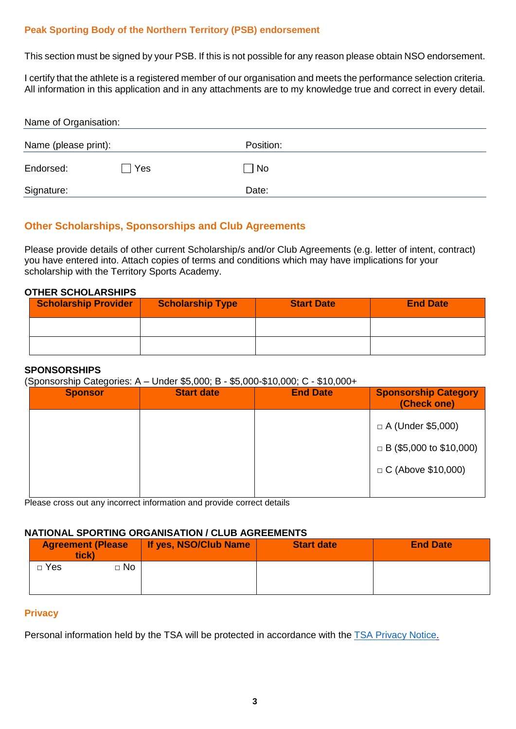## Peak Sporting Body of the Northern Territory (PSB) endorsement

This section must be signed by your PSB. If this is not possible for any reason please obtain NSO endorsement.

I certify that the athlete is a registered member of our organisation and meets the performance selection criteria. All information in this application and in any attachments are to my knowledge true and correct in every detail.

Name of Organisation:

Name (please print): Position:

Endorsed: ☐ Yes ☐ No

Signature: Date:

## Other Scholarships, Sponsorships and Club Agreements

Please provide details of other current Scholarship/s and/or Club Agreements (e.g. letter of intent, contract) you have entered into. Attach copies of terms and conditions which may have implications for your scholarship with the Territory Sports Academy.

### OTHER SCHOLARSHIPS

| Scholarship Provider | Scholarship Type | Start Date | End Date |
|---|---|---|---|
| | | | |
| | | | |

### SPONSORSHIPS

(Sponsorship Categories: A – Under $5,000; B - $5,000-$10,000; C - $10,000+

| Sponsor | Start date | End Date | Sponsorship Category (Check one) |
|---|---|---|---|
| | | | ☐ A (Under $5,000)<br>☐ B ($5,000 to $10,000)<br>☐ C (Above $10,000) |

Please cross out any incorrect information and provide correct details

### NATIONAL SPORTING ORGANISATION / CLUB AGREEMENTS

| Agreement (Please tick) | If yes, NSO/Club Name | Start date | End Date |
|---|---|---|---|
| ☐ Yes ☐ No | | | |

## Privacy

Personal information held by the TSA will be protected in accordance with the [TSA Privacy Notice.]()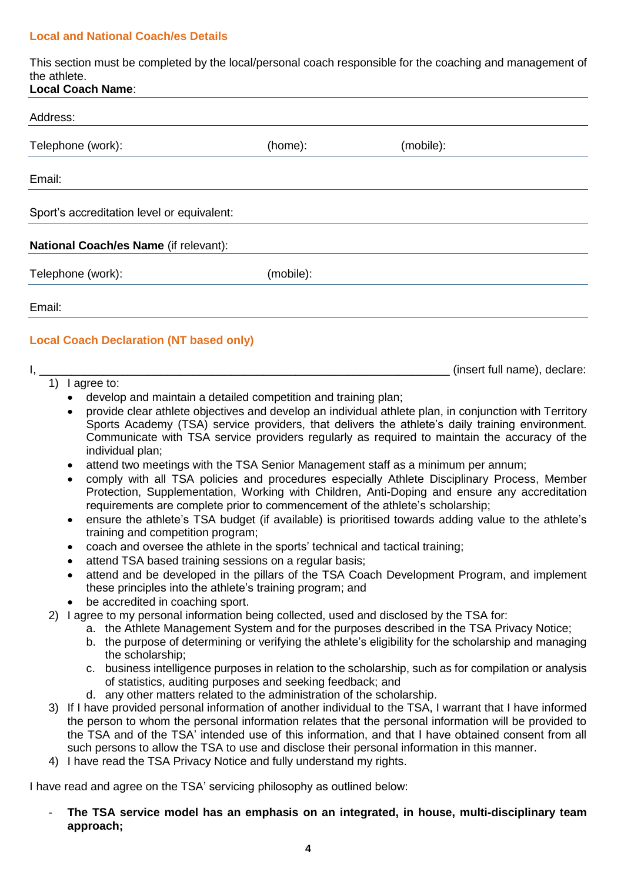## Local and National Coach/es Details

This section must be completed by the local/personal coach responsible for the coaching and management of the athlete.

**Local Coach Name**:

Address:

Telephone (work): (home): (mobile):

Email:

Sport's accreditation level or equivalent:

**National Coach/es Name** (if relevant):

Telephone (work): (mobile):

Email:

## Local Coach Declaration (NT based only)

I, ______________________________________________________________ (insert full name), declare:

1) I agree to:
   - develop and maintain a detailed competition and training plan;
   - provide clear athlete objectives and develop an individual athlete plan, in conjunction with Territory Sports Academy (TSA) service providers, that delivers the athlete's daily training environment. Communicate with TSA service providers regularly as required to maintain the accuracy of the individual plan;
   - attend two meetings with the TSA Senior Management staff as a minimum per annum;
   - comply with all TSA policies and procedures especially Athlete Disciplinary Process, Member Protection, Supplementation, Working with Children, Anti-Doping and ensure any accreditation requirements are complete prior to commencement of the athlete's scholarship;
   - ensure the athlete's TSA budget (if available) is prioritised towards adding value to the athlete's training and competition program;
   - coach and oversee the athlete in the sports' technical and tactical training;
   - attend TSA based training sessions on a regular basis;
   - attend and be developed in the pillars of the TSA Coach Development Program, and implement these principles into the athlete's training program; and
   - be accredited in coaching sport.
2) I agree to my personal information being collected, used and disclosed by the TSA for:
   a. the Athlete Management System and for the purposes described in the TSA Privacy Notice;
   b. the purpose of determining or verifying the athlete's eligibility for the scholarship and managing the scholarship;
   c. business intelligence purposes in relation to the scholarship, such as for compilation or analysis of statistics, auditing purposes and seeking feedback; and
   d. any other matters related to the administration of the scholarship.
3) If I have provided personal information of another individual to the TSA, I warrant that I have informed the person to whom the personal information relates that the personal information will be provided to the TSA and of the TSA' intended use of this information, and that I have obtained consent from all such persons to allow the TSA to use and disclose their personal information in this manner.
4) I have read the TSA Privacy Notice and fully understand my rights.

I have read and agree on the TSA' servicing philosophy as outlined below:

- **The TSA service model has an emphasis on an integrated, in house, multi-disciplinary team approach;**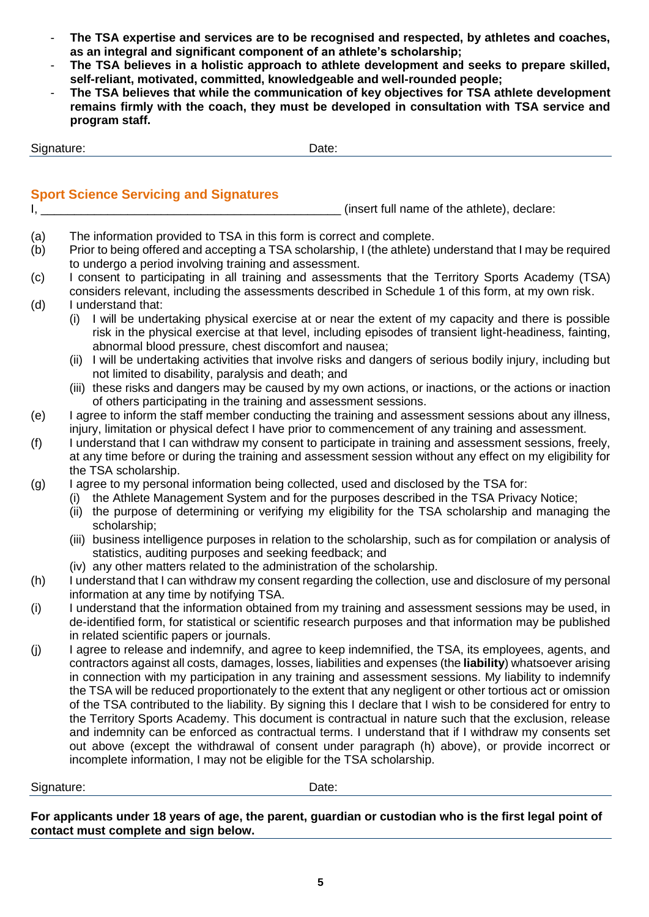- **The TSA expertise and services are to be recognised and respected, by athletes and coaches, as an integral and significant component of an athlete's scholarship;**
- **The TSA believes in a holistic approach to athlete development and seeks to prepare skilled, self-reliant, motivated, committed, knowledgeable and well-rounded people;**
- **The TSA believes that while the communication of key objectives for TSA athlete development remains firmly with the coach, they must be developed in consultation with TSA service and program staff.**

Signature: Date:

## Sport Science Servicing and Signatures

I, _____________________________________________ (insert full name of the athlete), declare:

(a) The information provided to TSA in this form is correct and complete.

(b) Prior to being offered and accepting a TSA scholarship, I (the athlete) understand that I may be required to undergo a period involving training and assessment.

(c) I consent to participating in all training and assessments that the Territory Sports Academy (TSA) considers relevant, including the assessments described in Schedule 1 of this form, at my own risk.

(d) I understand that:
   (i) I will be undertaking physical exercise at or near the extent of my capacity and there is possible risk in the physical exercise at that level, including episodes of transient light-headiness, fainting, abnormal blood pressure, chest discomfort and nausea;
   (ii) I will be undertaking activities that involve risks and dangers of serious bodily injury, including but not limited to disability, paralysis and death; and
   (iii) these risks and dangers may be caused by my own actions, or inactions, or the actions or inaction of others participating in the training and assessment sessions.

(e) I agree to inform the staff member conducting the training and assessment sessions about any illness, injury, limitation or physical defect I have prior to commencement of any training and assessment.

(f) I understand that I can withdraw my consent to participate in training and assessment sessions, freely, at any time before or during the training and assessment session without any effect on my eligibility for the TSA scholarship.

(g) I agree to my personal information being collected, used and disclosed by the TSA for:
   (i) the Athlete Management System and for the purposes described in the TSA Privacy Notice;
   (ii) the purpose of determining or verifying my eligibility for the TSA scholarship and managing the scholarship;
   (iii) business intelligence purposes in relation to the scholarship, such as for compilation or analysis of statistics, auditing purposes and seeking feedback; and
   (iv) any other matters related to the administration of the scholarship.

(h) I understand that I can withdraw my consent regarding the collection, use and disclosure of my personal information at any time by notifying TSA.

(i) I understand that the information obtained from my training and assessment sessions may be used, in de-identified form, for statistical or scientific research purposes and that information may be published in related scientific papers or journals.

(j) I agree to release and indemnify, and agree to keep indemnified, the TSA, its employees, agents, and contractors against all costs, damages, losses, liabilities and expenses (the **liability**) whatsoever arising in connection with my participation in any training and assessment sessions. My liability to indemnify the TSA will be reduced proportionately to the extent that any negligent or other tortious act or omission of the TSA contributed to the liability. By signing this I declare that I wish to be considered for entry to the Territory Sports Academy. This document is contractual in nature such that the exclusion, release and indemnity can be enforced as contractual terms. I understand that if I withdraw my consents set out above (except the withdrawal of consent under paragraph (h) above), or provide incorrect or incomplete information, I may not be eligible for the TSA scholarship.

Signature: Date:

**For applicants under 18 years of age, the parent, guardian or custodian who is the first legal point of contact must complete and sign below.**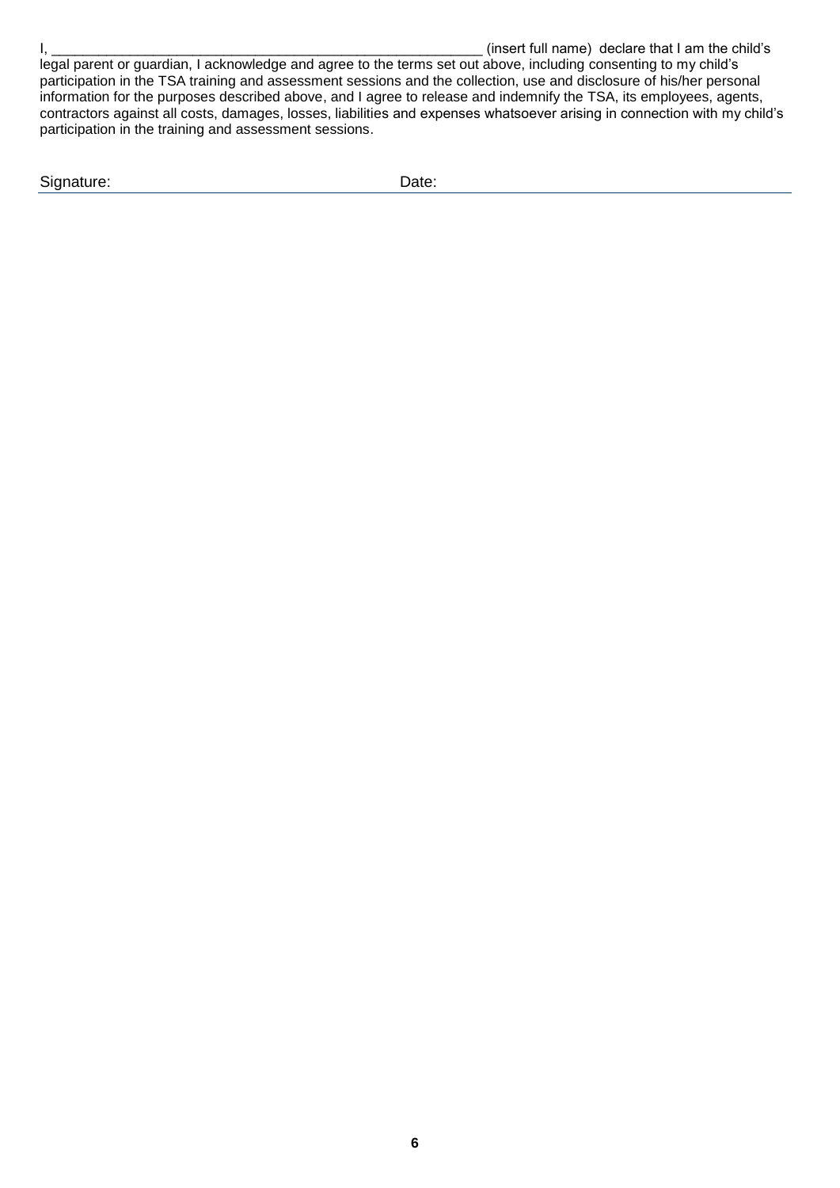I, \_\_\_\_\_\_\_\_\_\_\_\_\_\_\_\_\_\_\_\_\_\_\_\_\_\_\_\_\_\_\_\_\_\_\_\_\_\_\_\_\_\_\_\_\_\_\_\_\_\_\_\_\_\_\_\_ (insert full name) declare that I am the child's legal parent or guardian, I acknowledge and agree to the terms set out above, including consenting to my child's participation in the TSA training and assessment sessions and the collection, use and disclosure of his/her personal information for the purposes described above, and I agree to release and indemnify the TSA, its employees, agents, contractors against all costs, damages, losses, liabilities and expenses whatsoever arising in connection with my child's participation in the training and assessment sessions.

Signature: Date: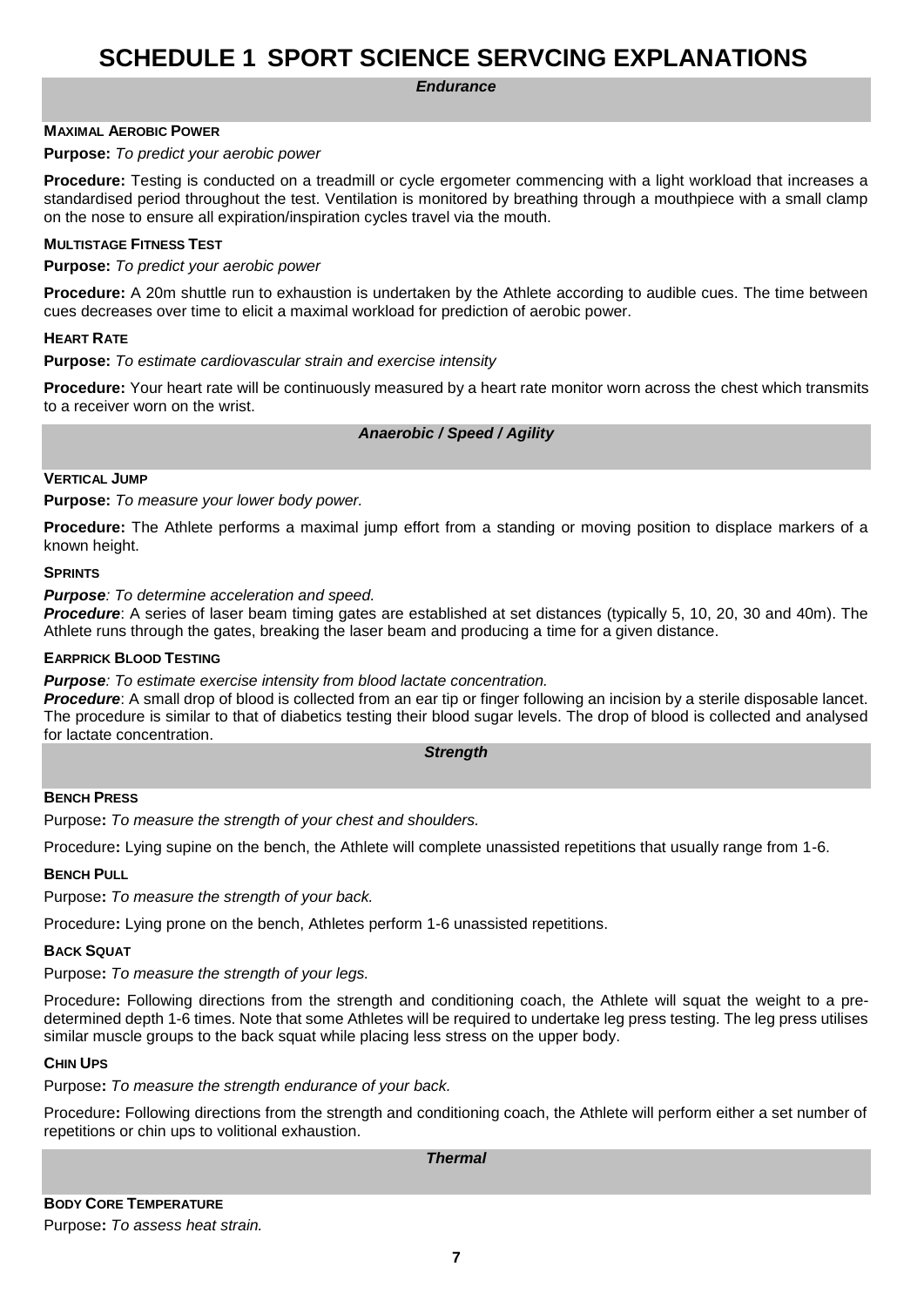# SCHEDULE 1 SPORT SCIENCE SERVCING EXPLANATIONS

## *Endurance*

### Maximal Aerobic Power

**Purpose:** *To predict your aerobic power*

**Procedure:** Testing is conducted on a treadmill or cycle ergometer commencing with a light workload that increases a standardised period throughout the test. Ventilation is monitored by breathing through a mouthpiece with a small clamp on the nose to ensure all expiration/inspiration cycles travel via the mouth.

### Multistage Fitness Test

**Purpose:** *To predict your aerobic power*

**Procedure:** A 20m shuttle run to exhaustion is undertaken by the Athlete according to audible cues. The time between cues decreases over time to elicit a maximal workload for prediction of aerobic power.

### Heart Rate

**Purpose:** *To estimate cardiovascular strain and exercise intensity*

**Procedure:** Your heart rate will be continuously measured by a heart rate monitor worn across the chest which transmits to a receiver worn on the wrist.

## *Anaerobic / Speed / Agility*

### Vertical Jump

**Purpose:** *To measure your lower body power.*

**Procedure:** The Athlete performs a maximal jump effort from a standing or moving position to displace markers of a known height.

### Sprints

***Purpose****: To determine acceleration and speed.*

***Procedure***: A series of laser beam timing gates are established at set distances (typically 5, 10, 20, 30 and 40m). The Athlete runs through the gates, breaking the laser beam and producing a time for a given distance.

### Earprick Blood Testing

***Purpose****: To estimate exercise intensity from blood lactate concentration.*

***Procedure***: A small drop of blood is collected from an ear tip or finger following an incision by a sterile disposable lancet. The procedure is similar to that of diabetics testing their blood sugar levels. The drop of blood is collected and analysed for lactate concentration.

## *Strength*

### Bench Press

Purpose**:** *To measure the strength of your chest and shoulders.*

Procedure**:** Lying supine on the bench, the Athlete will complete unassisted repetitions that usually range from 1-6.

### Bench Pull

Purpose**:** *To measure the strength of your back.*

Procedure**:** Lying prone on the bench, Athletes perform 1-6 unassisted repetitions.

### Back Squat

Purpose**:** *To measure the strength of your legs.*

Procedure**:** Following directions from the strength and conditioning coach, the Athlete will squat the weight to a pre-determined depth 1-6 times. Note that some Athletes will be required to undertake leg press testing. The leg press utilises similar muscle groups to the back squat while placing less stress on the upper body.

### Chin Ups

Purpose**:** *To measure the strength endurance of your back.*

Procedure**:** Following directions from the strength and conditioning coach, the Athlete will perform either a set number of repetitions or chin ups to volitional exhaustion.

## *Thermal*

### Body Core Temperature

Purpose**:** *To assess heat strain.*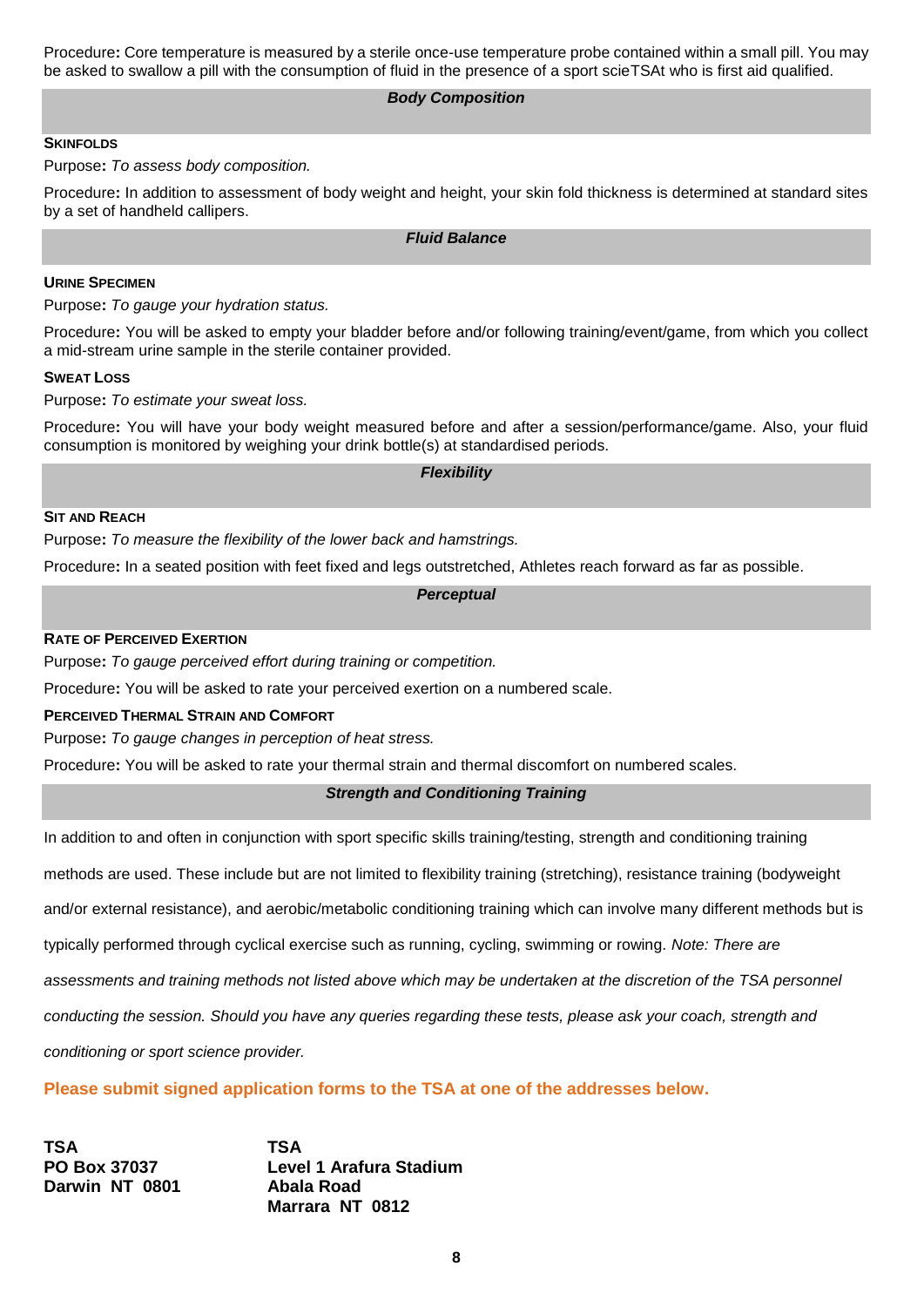Procedure**:** Core temperature is measured by a sterile once-use temperature probe contained within a small pill. You may be asked to swallow a pill with the consumption of fluid in the presence of a sport scieTSAt who is first aid qualified.

## *Body Composition*

**SKINFOLDS**

Purpose**:** *To assess body composition.*

Procedure**:** In addition to assessment of body weight and height, your skin fold thickness is determined at standard sites by a set of handheld callipers.

## *Fluid Balance*

**URINE SPECIMEN**

Purpose**:** *To gauge your hydration status.*

Procedure**:** You will be asked to empty your bladder before and/or following training/event/game, from which you collect a mid-stream urine sample in the sterile container provided.

**SWEAT LOSS**

Purpose**:** *To estimate your sweat loss.*

Procedure**:** You will have your body weight measured before and after a session/performance/game. Also, your fluid consumption is monitored by weighing your drink bottle(s) at standardised periods.

## *Flexibility*

**SIT AND REACH**

Purpose**:** *To measure the flexibility of the lower back and hamstrings.*

Procedure**:** In a seated position with feet fixed and legs outstretched, Athletes reach forward as far as possible.

## *Perceptual*

**RATE OF PERCEIVED EXERTION**

Purpose**:** *To gauge perceived effort during training or competition.*

Procedure**:** You will be asked to rate your perceived exertion on a numbered scale.

**PERCEIVED THERMAL STRAIN AND COMFORT**

Purpose**:** *To gauge changes in perception of heat stress.*

Procedure**:** You will be asked to rate your thermal strain and thermal discomfort on numbered scales.

## *Strength and Conditioning Training*

In addition to and often in conjunction with sport specific skills training/testing, strength and conditioning training methods are used. These include but are not limited to flexibility training (stretching), resistance training (bodyweight and/or external resistance), and aerobic/metabolic conditioning training which can involve many different methods but is typically performed through cyclical exercise such as running, cycling, swimming or rowing. *Note: There are assessments and training methods not listed above which may be undertaken at the discretion of the TSA personnel conducting the session. Should you have any queries regarding these tests, please ask your coach, strength and conditioning or sport science provider.*

**Please submit signed application forms to the TSA at one of the addresses below.**

**TSA**
**PO Box 37037**
**Darwin NT 0801**

**TSA**
**Level 1 Arafura Stadium**
**Abala Road**
**Marrara NT 0812**